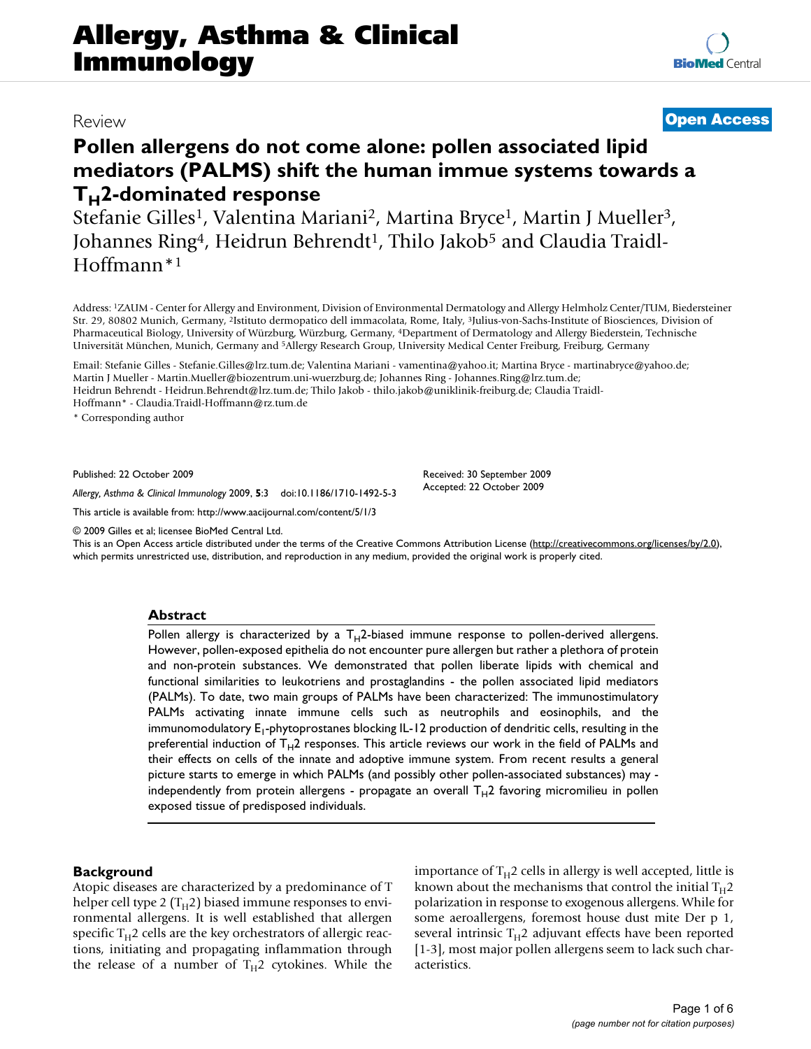Review

**Open Access**

# Pollen allergens do not come alone: pollen associated lipid mediators (PALMS) shift the human immue systems towards a $T_H$2-dominated response

Stefanie Gilles[1], Valentina Mariani[2], Martina Bryce[1], Martin J Mueller[3], Johannes Ring[4], Heidrun Behrendt[1], Thilo Jakob[5] and Claudia Traidl-Hoffmann*[1]

Address: [1]ZAUM - Center for Allergy and Environment, Division of Environmental Dermatology and Allergy Helmholz Center/TUM, Biedersteiner Str. 29, 80802 Munich, Germany, [2]Istituto dermopatico dell immacolata, Rome, Italy, [3]Julius-von-Sachs-Institute of Biosciences, Division of Pharmaceutical Biology, University of Würzburg, Würzburg, Germany, [4]Department of Dermatology and Allergy Biederstein, Technische Universität München, Munich, Germany and [5]Allergy Research Group, University Medical Center Freiburg, Freiburg, Germany

Email: Stefanie Gilles - Stefanie.Gilles@lrz.tum.de; Valentina Mariani - vamentina@yahoo.it; Martina Bryce - martinabryce@yahoo.de; Martin J Mueller - Martin.Mueller@biozentrum.uni-wuerzburg.de; Johannes Ring - Johannes.Ring@lrz.tum.de; Heidrun Behrendt - Heidrun.Behrendt@lrz.tum.de; Thilo Jakob - thilo.jakob@uniklinik-freiburg.de; Claudia Traidl-Hoffmann* - Claudia.Traidl-Hoffmann@rz.tum.de

* Corresponding author

Published: 22 October 2009

*Allergy, Asthma & Clinical Immunology* 2009, **5**:3 doi:10.1186/1710-1492-5-3

Received: 30 September 2009
Accepted: 22 October 2009

This article is available from: http://www.aacijournal.com/content/5/1/3

© 2009 Gilles et al; licensee BioMed Central Ltd.

This is an Open Access article distributed under the terms of the Creative Commons Attribution License (http://creativecommons.org/licenses/by/2.0), which permits unrestricted use, distribution, and reproduction in any medium, provided the original work is properly cited.

## Abstract

Pollen allergy is characterized by a $T_H$2-biased immune response to pollen-derived allergens. However, pollen-exposed epithelia do not encounter pure allergen but rather a plethora of protein and non-protein substances. We demonstrated that pollen liberate lipids with chemical and functional similarities to leukotriens and prostaglandins - the pollen associated lipid mediators (PALMs). To date, two main groups of PALMs have been characterized: The immunostimulatory PALMs activating innate immune cells such as neutrophils and eosinophils, and the immunomodulatory $E_1$-phytoprostanes blocking IL-12 production of dendritic cells, resulting in the preferential induction of $T_H$2 responses. This article reviews our work in the field of PALMs and their effects on cells of the innate and adoptive immune system. From recent results a general picture starts to emerge in which PALMs (and possibly other pollen-associated substances) may - independently from protein allergens - propagate an overall $T_H$2 favoring micromilieu in pollen exposed tissue of predisposed individuals.

## Background

Atopic diseases are characterized by a predominance of T helper cell type 2 ($T_H$2) biased immune responses to environmental allergens. It is well established that allergen specific $T_H$2 cells are the key orchestrators of allergic reactions, initiating and propagating inflammation through the release of a number of $T_H$2 cytokines. While the importance of $T_H$2 cells in allergy is well accepted, little is known about the mechanisms that control the initial $T_H$2 polarization in response to exogenous allergens. While for some aeroallergens, foremost house dust mite Der p 1, several intrinsic $T_H$2 adjuvant effects have been reported [1-3], most major pollen allergens seem to lack such characteristics.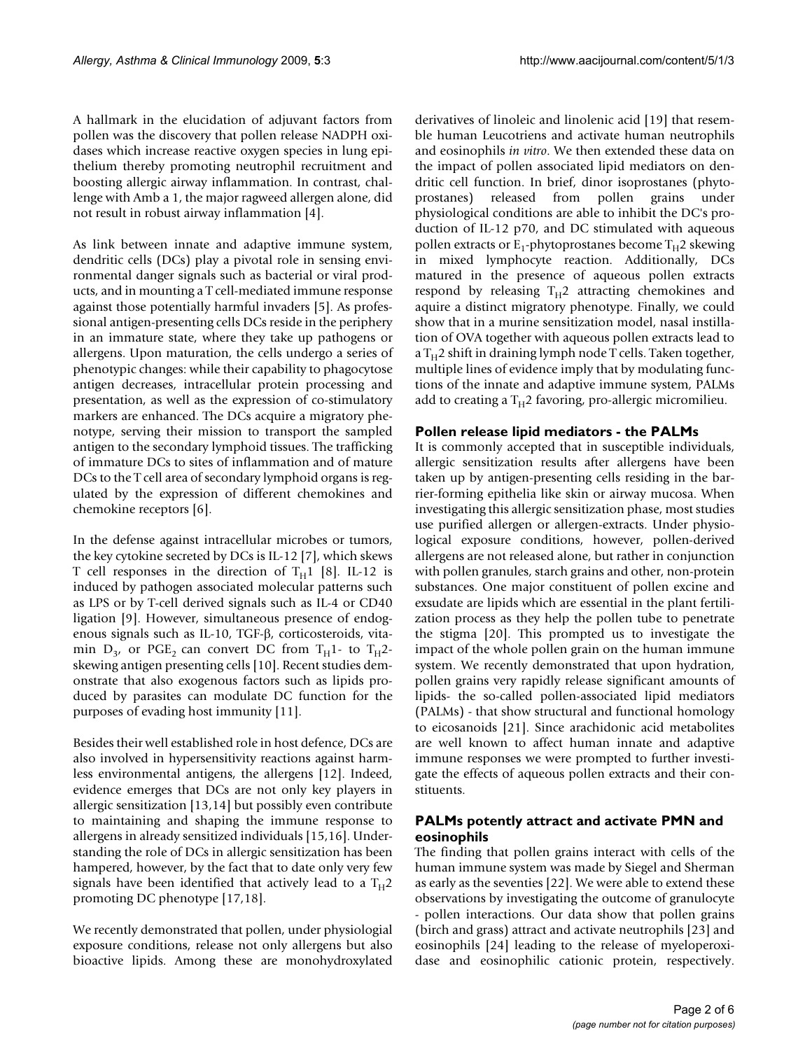A hallmark in the elucidation of adjuvant factors from pollen was the discovery that pollen release NADPH oxidases which increase reactive oxygen species in lung epithelium thereby promoting neutrophil recruitment and boosting allergic airway inflammation. In contrast, challenge with Amb a 1, the major ragweed allergen alone, did not result in robust airway inflammation [4].

As link between innate and adaptive immune system, dendritic cells (DCs) play a pivotal role in sensing environmental danger signals such as bacterial or viral products, and in mounting a T cell-mediated immune response against those potentially harmful invaders [5]. As professional antigen-presenting cells DCs reside in the periphery in an immature state, where they take up pathogens or allergens. Upon maturation, the cells undergo a series of phenotypic changes: while their capability to phagocytose antigen decreases, intracellular protein processing and presentation, as well as the expression of co-stimulatory markers are enhanced. The DCs acquire a migratory phenotype, serving their mission to transport the sampled antigen to the secondary lymphoid tissues. The trafficking of immature DCs to sites of inflammation and of mature DCs to the T cell area of secondary lymphoid organs is regulated by the expression of different chemokines and chemokine receptors [6].

In the defense against intracellular microbes or tumors, the key cytokine secreted by DCs is IL-12 [7], which skews T cell responses in the direction of $T_H1$ [8]. IL-12 is induced by pathogen associated molecular patterns such as LPS or by T-cell derived signals such as IL-4 or CD40 ligation [9]. However, simultaneous presence of endogenous signals such as IL-10, TGF-β, corticosteroids, vitamin $D_3$, or $PGE_2$ can convert DC from $T_H1$- to $T_H2$-skewing antigen presenting cells [10]. Recent studies demonstrate that also exogenous factors such as lipids produced by parasites can modulate DC function for the purposes of evading host immunity [11].

Besides their well established role in host defence, DCs are also involved in hypersensitivity reactions against harmless environmental antigens, the allergens [12]. Indeed, evidence emerges that DCs are not only key players in allergic sensitization [13,14] but possibly even contribute to maintaining and shaping the immune response to allergens in already sensitized individuals [15,16]. Understanding the role of DCs in allergic sensitization has been hampered, however, by the fact that to date only very few signals have been identified that actively lead to a $T_H2$ promoting DC phenotype [17,18].

We recently demonstrated that pollen, under physiologial exposure conditions, release not only allergens but also bioactive lipids. Among these are monohydroxylated derivatives of linoleic and linolenic acid [19] that resemble human Leucotriens and activate human neutrophils and eosinophils *in vitro*. We then extended these data on the impact of pollen associated lipid mediators on dendritic cell function. In brief, dinor isoprostanes (phytoprostanes) released from pollen grains under physiological conditions are able to inhibit the DC's production of IL-12 p70, and DC stimulated with aqueous pollen extracts or $E_1$-phytoprostanes become $T_H2$ skewing in mixed lymphocyte reaction. Additionally, DCs matured in the presence of aqueous pollen extracts respond by releasing $T_H2$ attracting chemokines and aquire a distinct migratory phenotype. Finally, we could show that in a murine sensitization model, nasal instillation of OVA together with aqueous pollen extracts lead to a $T_H2$ shift in draining lymph node T cells. Taken together, multiple lines of evidence imply that by modulating functions of the innate and adaptive immune system, PALMs add to creating a $T_H2$ favoring, pro-allergic micromilieu.

## Pollen release lipid mediators - the PALMs

It is commonly accepted that in susceptible individuals, allergic sensitization results after allergens have been taken up by antigen-presenting cells residing in the barrier-forming epithelia like skin or airway mucosa. When investigating this allergic sensitization phase, most studies use purified allergen or allergen-extracts. Under physiological exposure conditions, however, pollen-derived allergens are not released alone, but rather in conjunction with pollen granules, starch grains and other, non-protein substances. One major constituent of pollen excine and exsudate are lipids which are essential in the plant fertilization process as they help the pollen tube to penetrate the stigma [20]. This prompted us to investigate the impact of the whole pollen grain on the human immune system. We recently demonstrated that upon hydration, pollen grains very rapidly release significant amounts of lipids- the so-called pollen-associated lipid mediators (PALMs) - that show structural and functional homology to eicosanoids [21]. Since arachidonic acid metabolites are well known to affect human innate and adaptive immune responses we were prompted to further investigate the effects of aqueous pollen extracts and their constituents.

## PALMs potently attract and activate PMN and eosinophils

The finding that pollen grains interact with cells of the human immune system was made by Siegel and Sherman as early as the seventies [22]. We were able to extend these observations by investigating the outcome of granulocyte - pollen interactions. Our data show that pollen grains (birch and grass) attract and activate neutrophils [23] and eosinophils [24] leading to the release of myeloperoxidase and eosinophilic cationic protein, respectively.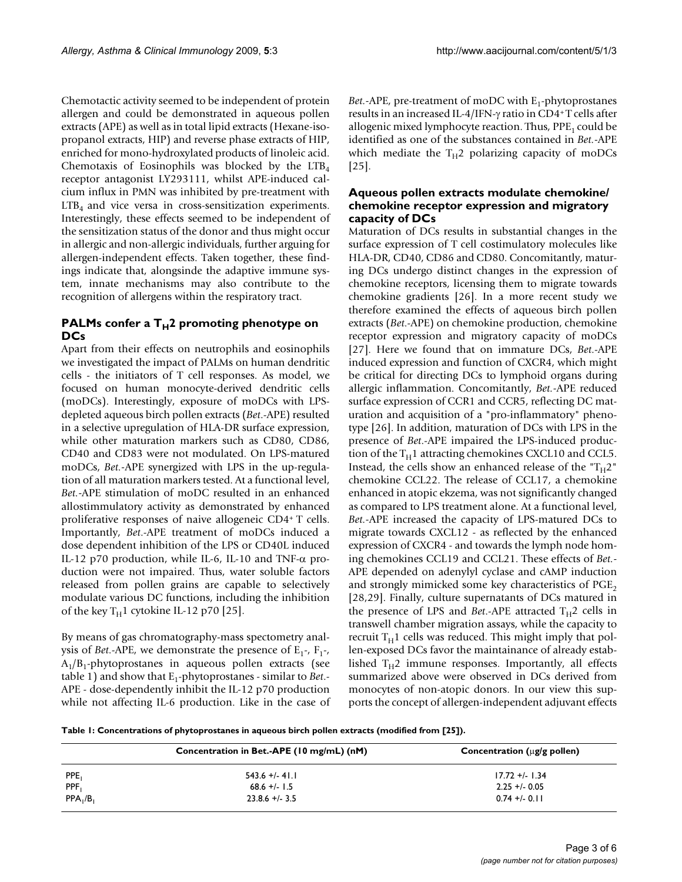Chemotactic activity seemed to be independent of protein allergen and could be demonstrated in aqueous pollen extracts (APE) as well as in total lipid extracts (Hexane-isopropanol extracts, HIP) and reverse phase extracts of HIP, enriched for mono-hydroxylated products of linoleic acid. Chemotaxis of Eosinophils was blocked by the $LTB_4$ receptor antagonist LY293111, whilst APE-induced calcium influx in PMN was inhibited by pre-treatment with $LTB_4$ and vice versa in cross-sensitization experiments. Interestingly, these effects seemed to be independent of the sensitization status of the donor and thus might occur in allergic and non-allergic individuals, further arguing for allergen-independent effects. Taken together, these findings indicate that, alongsinde the adaptive immune system, innate mechanisms may also contribute to the recognition of allergens within the respiratory tract.

## PALMs confer a $T_H2$ promoting phenotype on DCs

Apart from their effects on neutrophils and eosinophils we investigated the impact of PALMs on human dendritic cells - the initiators of T cell responses. As model, we focused on human monocyte-derived dendritic cells (moDCs). Interestingly, exposure of moDCs with LPS-depleted aqueous birch pollen extracts (*Bet*.-APE) resulted in a selective upregulation of HLA-DR surface expression, while other maturation markers such as CD80, CD86, CD40 and CD83 were not modulated. On LPS-matured moDCs, *Bet*.-APE synergized with LPS in the up-regulation of all maturation markers tested. At a functional level, *Bet*.-APE stimulation of moDC resulted in an enhanced allostimmulatory activity as demonstrated by enhanced proliferative responses of naive allogeneic $CD4^+$ T cells. Importantly, *Bet*.-APE treatment of moDCs induced a dose dependent inhibition of the LPS or CD40L induced IL-12 p70 production, while IL-6, IL-10 and TNF-$\alpha$ production were not impaired. Thus, water soluble factors released from pollen grains are capable to selectively modulate various DC functions, including the inhibition of the key $T_H1$ cytokine IL-12 p70 [25].

By means of gas chromatography-mass spectometry analysis of *Bet*.-APE, we demonstrate the presence of $E_1$-, $F_1$-, $A_1/B_1$-phytoprostanes in aqueous pollen extracts (see table 1) and show that $E_1$-phytoprostanes - similar to *Bet*.-APE - dose-dependently inhibit the IL-12 p70 production while not affecting IL-6 production. Like in the case of *Bet*.-APE, pre-treatment of moDC with $E_1$-phytoprostanes results in an increased IL-4/IFN-$\gamma$ ratio in $CD4^+$ T cells after allogenic mixed lymphocyte reaction. Thus, $PPE_1$ could be identified as one of the substances contained in *Bet*.-APE which mediate the $T_H2$ polarizing capacity of moDCs [25].

## Aqueous pollen extracts modulate chemokine/ chemokine receptor expression and migratory capacity of DCs

Maturation of DCs results in substantial changes in the surface expression of T cell costimulatory molecules like HLA-DR, CD40, CD86 and CD80. Concomitantly, maturing DCs undergo distinct changes in the expression of chemokine receptors, licensing them to migrate towards chemokine gradients [26]. In a more recent study we therefore examined the effects of aqueous birch pollen extracts (*Bet*.-APE) on chemokine production, chemokine receptor expression and migratory capacity of moDCs [27]. Here we found that on immature DCs, *Bet*.-APE induced expression and function of CXCR4, which might be critical for directing DCs to lymphoid organs during allergic inflammation. Concomitantly, *Bet*.-APE reduced surface expression of CCR1 and CCR5, reflecting DC maturation and acquisition of a "pro-inflammatory" phenotype [26]. In addition, maturation of DCs with LPS in the presence of *Bet*.-APE impaired the LPS-induced production of the $T_H1$ attracting chemokines CXCL10 and CCL5. Instead, the cells show an enhanced release of the "$T_H2$" chemokine CCL22. The release of CCL17, a chemokine enhanced in atopic ekzema, was not significantly changed as compared to LPS treatment alone. At a functional level, *Bet*.-APE increased the capacity of LPS-matured DCs to migrate towards CXCL12 - as reflected by the enhanced expression of CXCR4 - and towards the lymph node homing chemokines CCL19 and CCL21. These effects of *Bet*.-APE depended on adenylyl cyclase and cAMP induction and strongly mimicked some key characteristics of $PGE_2$ [28,29]. Finally, culture supernatants of DCs matured in the presence of LPS and *Bet*.-APE attracted $T_H2$ cells in transwell chamber migration assays, while the capacity to recruit $T_H1$ cells was reduced. This might imply that pollen-exposed DCs favor the maintainance of already established $T_H2$ immune responses. Importantly, all effects summarized above were observed in DCs derived from monocytes of non-atopic donors. In our view this supports the concept of allergen-independent adjuvant effects

**Table 1: Concentrations of phytoprostanes in aqueous birch pollen extracts (modified from [25]).**

| | Concentration in Bet.-APE (10 mg/mL) (nM) | Concentration ($\mu$g/g pollen) |
|---|---|---|
| $PPE_1$ | 543.6 +/- 41.1 | 17.72 +/- 1.34 |
| $PPF_1$ | 68.6 +/- 1.5 | 2.25 +/- 0.05 |
| $PPA_1/B_1$ | 23.8.6 +/- 3.5 | 0.74 +/- 0.11 |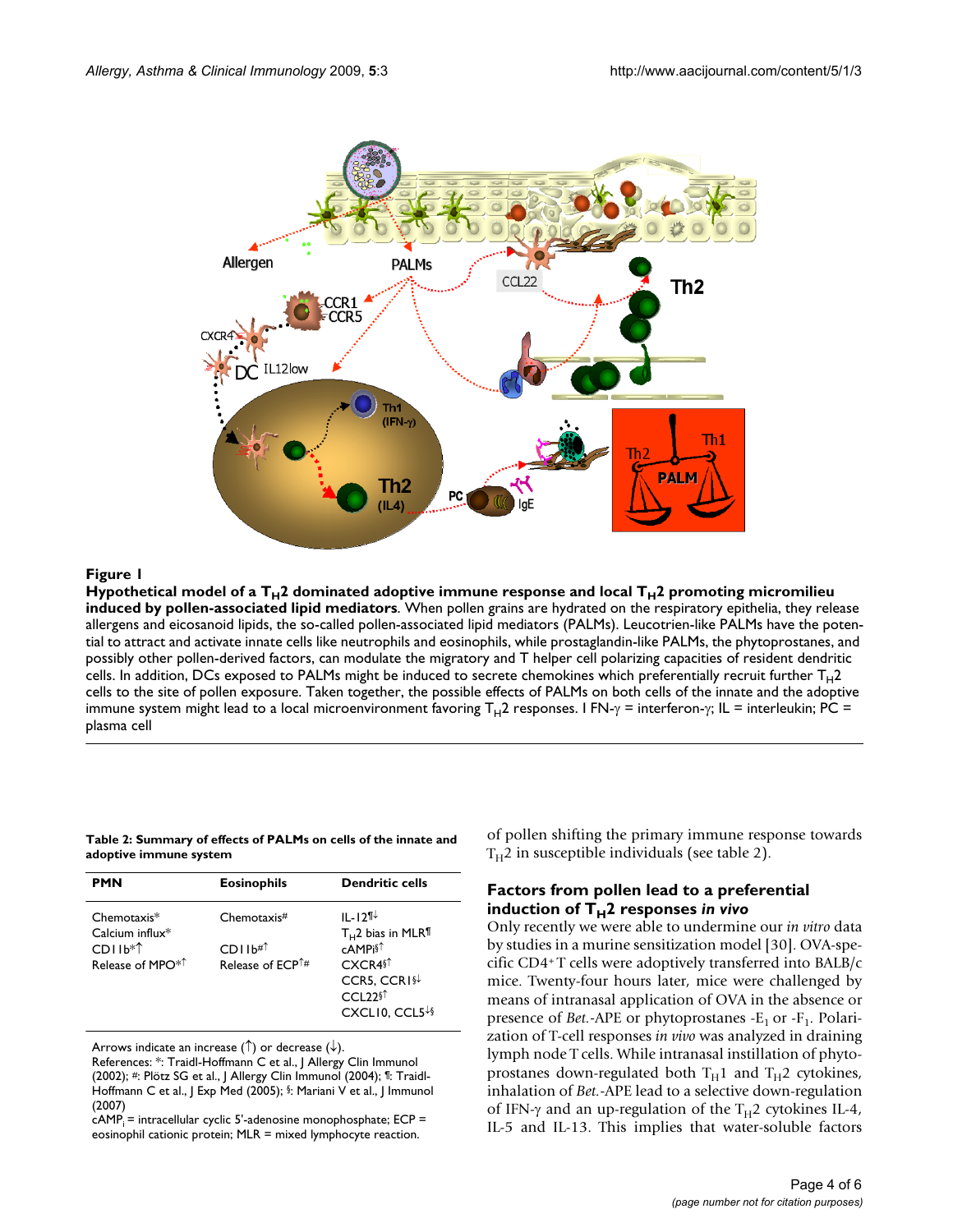**Figure 1**

**Hypothetical model of a $T_H2$ dominated adoptive immune response and local $T_H2$ promoting micromilieu induced by pollen-associated lipid mediators**. When pollen grains are hydrated on the respiratory epithelia, they release allergens and eicosanoid lipids, the so-called pollen-associated lipid mediators (PALMs). Leucotrien-like PALMs have the potential to attract and activate innate cells like neutrophils and eosinophils, while prostaglandin-like PALMs, the phytoprostanes, and possibly other pollen-derived factors, can modulate the migratory and T helper cell polarizing capacities of resident dendritic cells. In addition, DCs exposed to PALMs might be induced to secrete chemokines which preferentially recruit further $T_H2$ cells to the site of pollen exposure. Taken together, the possible effects of PALMs on both cells of the innate and the adoptive immune system might lead to a local microenvironment favoring $T_H2$ responses. I FN-γ = interferon-γ; IL = interleukin; PC = plasma cell

**Table 2: Summary of effects of PALMs on cells of the innate and adoptive immune system**

| PMN | Eosinophils | Dendritic cells |
|---|---|---|
| Chemotaxis* | Chemotaxis# | IL-12¶↓ |
| Calcium influx* | | $T_H2$ bias in MLR¶ |
| CD11b*↑ | CD11b#↑ | $cAMP_i$§↑ |
| Release of MPO*↑ | Release of ECP↑# | CXCR4§↑ |
| | | CCR5, CCR1§↓ |
| | | CCL22§↑ |
| | | CXCL10, CCL5↓§ |

Arrows indicate an increase (↑) or decrease (↓).
References: *: Traidl-Hoffmann C et al., J Allergy Clin Immunol (2002); #: Plötz SG et al., J Allergy Clin Immunol (2004); ¶: Traidl-Hoffmann C et al., J Exp Med (2005); §: Mariani V et al., J Immunol (2007)
$cAMP_i$ = intracellular cyclic 5'-adenosine monophosphate; ECP = eosinophil cationic protein; MLR = mixed lymphocyte reaction.

of pollen shifting the primary immune response towards $T_H2$ in susceptible individuals (see table 2).

## Factors from pollen lead to a preferential induction of $T_H2$ responses *in vivo*

Only recently we were able to undermine our *in vitro* data by studies in a murine sensitization model [30]. OVA-specific CD4+ T cells were adoptively transferred into BALB/c mice. Twenty-four hours later, mice were challenged by means of intranasal application of OVA in the absence or presence of *Bet.*-APE or phytoprostanes -$E_1$ or -$F_1$. Polarization of T-cell responses *in vivo* was analyzed in draining lymph node T cells. While intranasal instillation of phytoprostanes down-regulated both $T_H1$ and $T_H2$ cytokines, inhalation of *Bet.*-APE lead to a selective down-regulation of IFN-γ and an up-regulation of the $T_H2$ cytokines IL-4, IL-5 and IL-13. This implies that water-soluble factors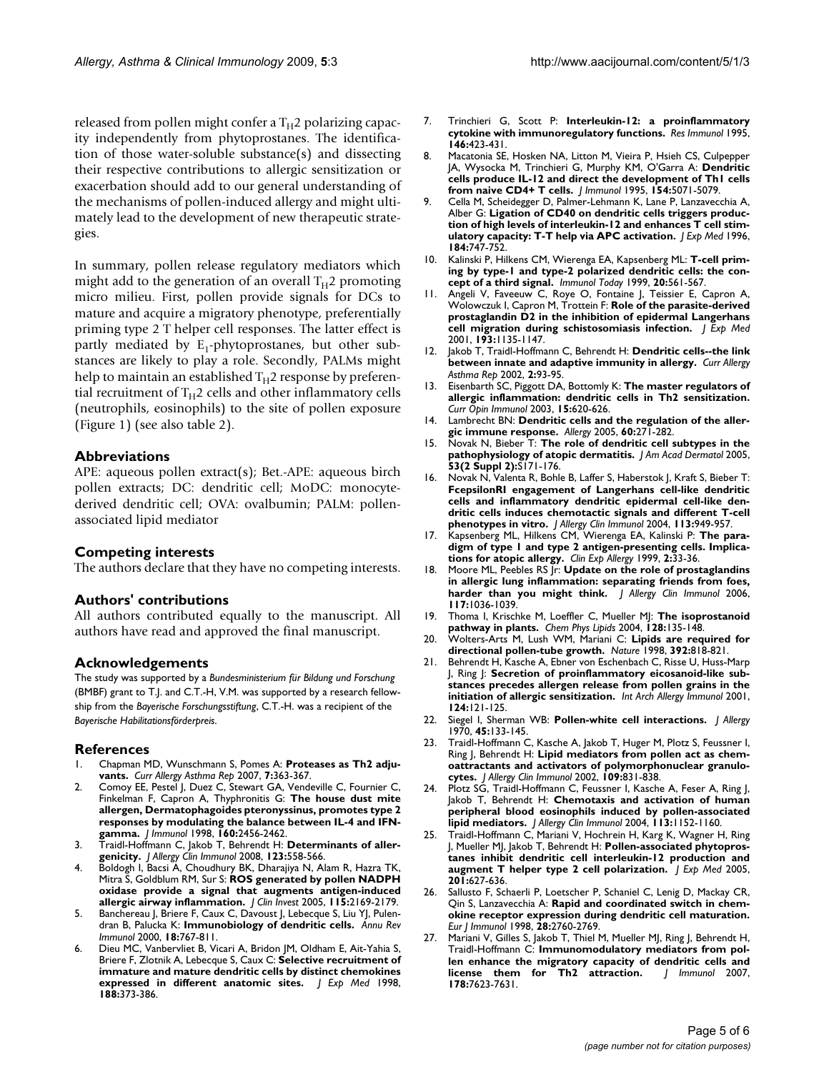released from pollen might confer a $T_H2$ polarizing capacity independently from phytoprostanes. The identification of those water-soluble substance(s) and dissecting their respective contributions to allergic sensitization or exacerbation should add to our general understanding of the mechanisms of pollen-induced allergy and might ultimately lead to the development of new therapeutic strategies.

In summary, pollen release regulatory mediators which might add to the generation of an overall $T_H2$ promoting micro milieu. First, pollen provide signals for DCs to mature and acquire a migratory phenotype, preferentially priming type 2 T helper cell responses. The latter effect is partly mediated by $E_1$-phytoprostanes, but other substances are likely to play a role. Secondly, PALMs might help to maintain an established $T_H2$ response by preferential recruitment of $T_H2$ cells and other inflammatory cells (neutrophils, eosinophils) to the site of pollen exposure (Figure 1) (see also table 2).

## Abbreviations

APE: aqueous pollen extract(s); Bet.-APE: aqueous birch pollen extracts; DC: dendritic cell; MoDC: monocyte-derived dendritic cell; OVA: ovalbumin; PALM: pollen-associated lipid mediator

## Competing interests

The authors declare that they have no competing interests.

## Authors' contributions

All authors contributed equally to the manuscript. All authors have read and approved the final manuscript.

## Acknowledgements

The study was supported by a *Bundesministerium für Bildung und Forschung* (BMBF) grant to T.J. and C.T.-H, V.M. was supported by a research fellowship from the *Bayerische Forschungsstiftung*, C.T.-H. was a recipient of the *Bayerische Habilitationsförderpreis*.

## References

1. Chapman MD, Wunschmann S, Pomes A: **Proteases as Th2 adjuvants.** *Curr Allergy Asthma Rep* 2007, **7:**363-367.
2. Comoy EE, Pestel J, Duez C, Stewart GA, Vendeville C, Fournier C, Finkelman F, Capron A, Thyphronitis G: **The house dust mite allergen, Dermatophagoides pteronyssinus, promotes type 2 responses by modulating the balance between IL-4 and IFN-gamma.** *J Immunol* 1998, **160:**2456-2462.
3. Traidl-Hoffmann C, Jakob T, Behrendt H: **Determinants of allergenicity.** *J Allergy Clin Immunol* 2008, **123:**558-566.
4. Boldogh I, Bacsi A, Choudhury BK, Dharajiya N, Alam R, Hazra TK, Mitra S, Goldblum RM, Sur S: **ROS generated by pollen NADPH oxidase provide a signal that augments antigen-induced allergic airway inflammation.** *J Clin Invest* 2005, **115:**2169-2179.
5. Banchereau J, Briere F, Caux C, Davoust J, Lebecque S, Liu YJ, Pulendran B, Palucka K: **Immunobiology of dendritic cells.** *Annu Rev Immunol* 2000, **18:**767-811.
6. Dieu MC, Vanbervliet B, Vicari A, Bridon JM, Oldham E, Ait-Yahia S, Briere F, Zlotnik A, Lebecque S, Caux C: **Selective recruitment of immature and mature dendritic cells by distinct chemokines expressed in different anatomic sites.** *J Exp Med* 1998, **188:**373-386.
7. Trinchieri G, Scott P: **Interleukin-12: a proinflammatory cytokine with immunoregulatory functions.** *Res Immunol* 1995, **146:**423-431.
8. Macatonia SE, Hosken NA, Litton M, Vieira P, Hsieh CS, Culpepper JA, Wysocka M, Trinchieri G, Murphy KM, O'Garra A: **Dendritic cells produce IL-12 and direct the development of Th1 cells from naive CD4+ T cells.** *J Immunol* 1995, **154:**5071-5079.
9. Cella M, Scheidegger D, Palmer-Lehmann K, Lane P, Lanzavecchia A, Alber G: **Ligation of CD40 on dendritic cells triggers production of high levels of interleukin-12 and enhances T cell stimulatory capacity: T-T help via APC activation.** *J Exp Med* 1996, **184:**747-752.
10. Kalinski P, Hilkens CM, Wierenga EA, Kapsenberg ML: **T-cell priming by type-1 and type-2 polarized dendritic cells: the concept of a third signal.** *Immunol Today* 1999, **20:**561-567.
11. Angeli V, Faveeuw C, Roye O, Fontaine J, Teissier E, Capron A, Wolowczuk I, Capron M, Trottein F: **Role of the parasite-derived prostaglandin D2 in the inhibition of epidermal Langerhans cell migration during schistosomiasis infection.** *J Exp Med* 2001, **193:**1135-1147.
12. Jakob T, Traidl-Hoffmann C, Behrendt H: **Dendritic cells--the link between innate and adaptive immunity in allergy.** *Curr Allergy Asthma Rep* 2002, **2:**93-95.
13. Eisenbarth SC, Piggott DA, Bottomly K: **The master regulators of allergic inflammation: dendritic cells in Th2 sensitization.** *Curr Opin Immunol* 2003, **15:**620-626.
14. Lambrecht BN: **Dendritic cells and the regulation of the allergic immune response.** *Allergy* 2005, **60:**271-282.
15. Novak N, Bieber T: **The role of dendritic cell subtypes in the pathophysiology of atopic dermatitis.** *J Am Acad Dermatol* 2005, **53(2 Suppl 2):**S171-176.
16. Novak N, Valenta R, Bohle B, Laffer S, Haberstok J, Kraft S, Bieber T: **FcepsilonRI engagement of Langerhans cell-like dendritic cells and inflammatory dendritic epidermal cell-like dendritic cells induces chemotactic signals and different T-cell phenotypes in vitro.** *J Allergy Clin Immunol* 2004, **113:**949-957.
17. Kapsenberg ML, Hilkens CM, Wierenga EA, Kalinski P: **The paradigm of type 1 and type 2 antigen-presenting cells. Implications for atopic allergy.** *Clin Exp Allergy* 1999, **2:**33-36.
18. Moore ML, Peebles RS Jr: **Update on the role of prostaglandins in allergic lung inflammation: separating friends from foes, harder than you might think.** *J Allergy Clin Immunol* 2006, **117:**1036-1039.
19. Thoma I, Krischke M, Loeffler C, Mueller MJ: **The isoprostanoid pathway in plants.** *Chem Phys Lipids* 2004, **128:**135-148.
20. Wolters-Arts M, Lush WM, Mariani C: **Lipids are required for directional pollen-tube growth.** *Nature* 1998, **392:**818-821.
21. Behrendt H, Kasche A, Ebner von Eschenbach C, Risse U, Huss-Marp J, Ring J: **Secretion of proinflammatory eicosanoid-like substances precedes allergen release from pollen grains in the initiation of allergic sensitization.** *Int Arch Allergy Immunol* 2001, **124:**121-125.
22. Siegel I, Sherman WB: **Pollen-white cell interactions.** *J Allergy* 1970, **45:**133-145.
23. Traidl-Hoffmann C, Kasche A, Jakob T, Huger M, Plotz S, Feussner I, Ring J, Behrendt H: **Lipid mediators from pollen act as chemoattractants and activators of polymorphonuclear granulocytes.** *J Allergy Clin Immunol* 2002, **109:**831-838.
24. Plotz SG, Traidl-Hoffmann C, Feussner I, Kasche A, Feser A, Ring J, Jakob T, Behrendt H: **Chemotaxis and activation of human peripheral blood eosinophils induced by pollen-associated lipid mediators.** *J Allergy Clin Immunol* 2004, **113:**1152-1160.
25. Traidl-Hoffmann C, Mariani V, Hochrein H, Karg K, Wagner H, Ring J, Mueller MJ, Jakob T, Behrendt H: **Pollen-associated phytoprostanes inhibit dendritic cell interleukin-12 production and augment T helper type 2 cell polarization.** *J Exp Med* 2005, **201:**627-636.
26. Sallusto F, Schaerli P, Loetscher P, Schaniel C, Lenig D, Mackay CR, Qin S, Lanzavecchia A: **Rapid and coordinated switch in chemokine receptor expression during dendritic cell maturation.** *Eur J Immunol* 1998, **28:**2760-2769.
27. Mariani V, Gilles S, Jakob T, Thiel M, Mueller MJ, Ring J, Behrendt H, Traidl-Hoffmann C: **Immunomodulatory mediators from pollen enhance the migratory capacity of dendritic cells and license them for Th2 attraction.** *J Immunol* 2007, **178:**7623-7631.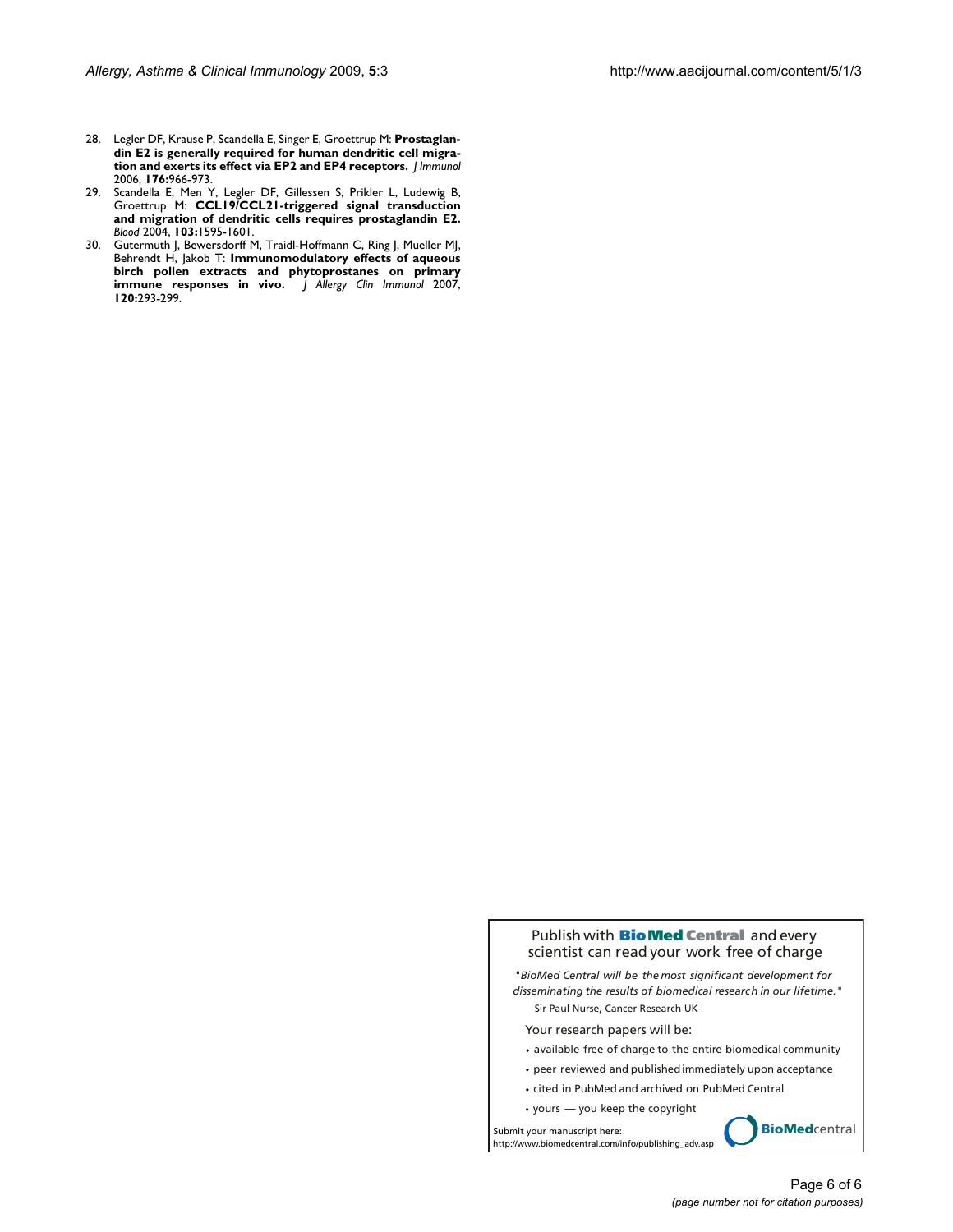28. Legler DF, Krause P, Scandella E, Singer E, Groettrup M: **Prostaglandin E2 is generally required for human dendritic cell migration and exerts its effect via EP2 and EP4 receptors.** *J Immunol* 2006, **176:**966-973.
29. Scandella E, Men Y, Legler DF, Gillessen S, Prikler L, Ludewig B, Groettrup M: **CCL19/CCL21-triggered signal transduction and migration of dendritic cells requires prostaglandin E2.** *Blood* 2004, **103:**1595-1601.
30. Gutermuth J, Bewersdorff M, Traidl-Hoffmann C, Ring J, Mueller MJ, Behrendt H, Jakob T: **Immunomodulatory effects of aqueous birch pollen extracts and phytoprostanes on primary immune responses in vivo.** *J Allergy Clin Immunol* 2007, **120:**293-299.

Publish with **BioMed Central** and every scientist can read your work free of charge

*"BioMed Central will be the most significant development for disseminating the results of biomedical research in our lifetime."*

Sir Paul Nurse, Cancer Research UK

Your research papers will be:

- available free of charge to the entire biomedical community
- peer reviewed and published immediately upon acceptance
- cited in PubMed and archived on PubMed Central
- yours — you keep the copyright

Submit your manuscript here:
http://www.biomedcentral.com/info/publishing_adv.asp

**BioMed**central